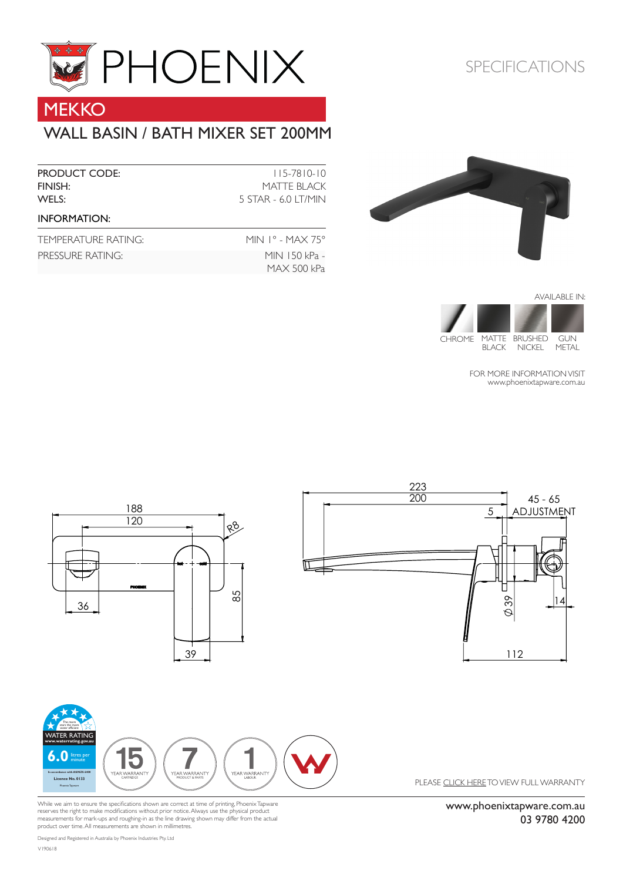# PHOENIX

SPECIFICATIONS

## MEKKO

## WALL BASIN / BATH MIXER SET 200MM

| | |
|---|---|
| PRODUCT CODE: | 115-7810-10 |
| FINISH: | MATTE BLACK |
| WELS: | 5 STAR - 6.0 LT/MIN |

**INFORMATION:**

| | |
|---|---|
| TEMPERATURE RATING: | MIN 1° - MAX 75° |
| PRESSURE RATING: | MIN 150 kPa - MAX 500 kPa |

AVAILABLE IN:

CHROME | MATTE BLACK | BRUSHED NICKEL | GUN METAL

FOR MORE INFORMATION VISIT
www.phoenixtapware.com.au

188
120
R8
36
85
39

223
200
5
45 - 65 ADJUSTMENT
Ø 39
14
112

WATER RATING www.waterrating.gov.au
6.0 litres per minute
Licence No. 0133

15 YEAR WARRANTY CARTRIDGE
7 YEAR WARRANTY PRODUCT & PARTS
1 YEAR WARRANTY LABOUR

PLEASE CLICK HERE TO VIEW FULL WARRANTY

While we aim to ensure the specifications shown are correct at time of printing, Phoenix Tapware reserves the right to make modifications without prior notice. Always use the physical product measurements for mark-ups and roughing-in as the line drawing shown may differ from the actual product over time. All measurements are shown in millimetres.

Designed and Registered in Australia by Phoenix Industries Pty. Ltd

V190618

www.phoenixtapware.com.au
03 9780 4200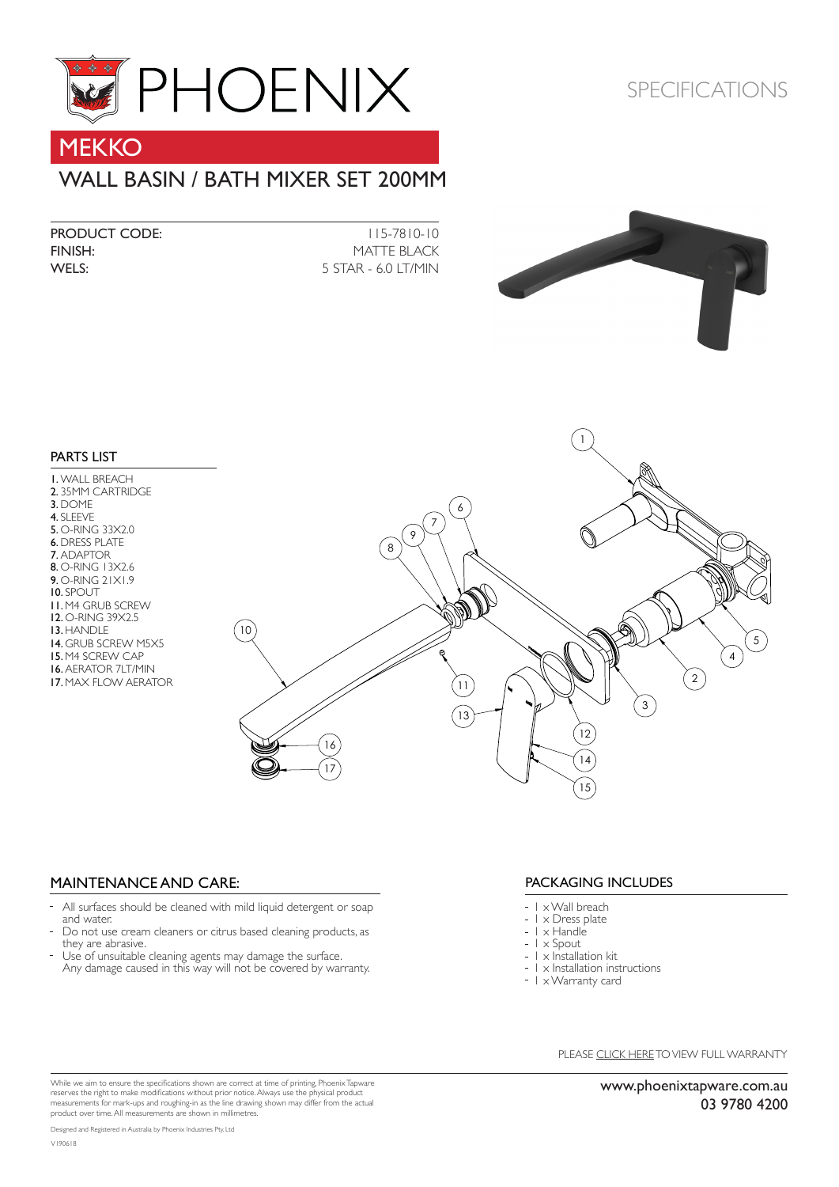# PHOENIX

SPECIFICATIONS

## MEKKO

## WALL BASIN / BATH MIXER SET 200MM

| | |
|---|---|
| PRODUCT CODE: | 115-7810-10 |
| FINISH: | MATTE BLACK |
| WELS: | 5 STAR - 6.0 LT/MIN |

### PARTS LIST

**1.** WALL BREACH
**2.** 35MM CARTRIDGE
**3.** DOME
**4.** SLEEVE
**5.** O-RING 33X2.0
**6.** DRESS PLATE
**7.** ADAPTOR
**8.** O-RING 13X2.6
**9.** O-RING 21X1.9
**10.** SPOUT
**11.** M4 GRUB SCREW
**12.** O-RING 39X2.5
**13.** HANDLE
**14.** GRUB SCREW M5X5
**15.** M4 SCREW CAP
**16.** AERATOR 7LT/MIN
**17.** MAX FLOW AERATOR

1
2
3
4
5
6
7
8
9
10
11
12
13
14
15
16
17

### MAINTENANCE AND CARE:

- All surfaces should be cleaned with mild liquid detergent or soap and water.
- Do not use cream cleaners or citrus based cleaning products, as they are abrasive.
- Use of unsuitable cleaning agents may damage the surface. Any damage caused in this way will not be covered by warranty.

### PACKAGING INCLUDES

- 1 x Wall breach
- 1 x Dress plate
- 1 x Handle
- 1 x Spout
- 1 x Installation kit
- 1 x Installation instructions
- 1 x Warranty card

PLEASE CLICK HERE TO VIEW FULL WARRANTY

While we aim to ensure the specifications shown are correct at time of printing, Phoenix Tapware reserves the right to make modifications without prior notice. Always use the physical product measurements for mark-ups and roughing-in as the line drawing shown may differ from the actual product over time. All measurements are shown in millimetres.

Designed and Registered in Australia by Phoenix Industries Pty. Ltd

V190618

www.phoenixtapware.com.au
03 9780 4200